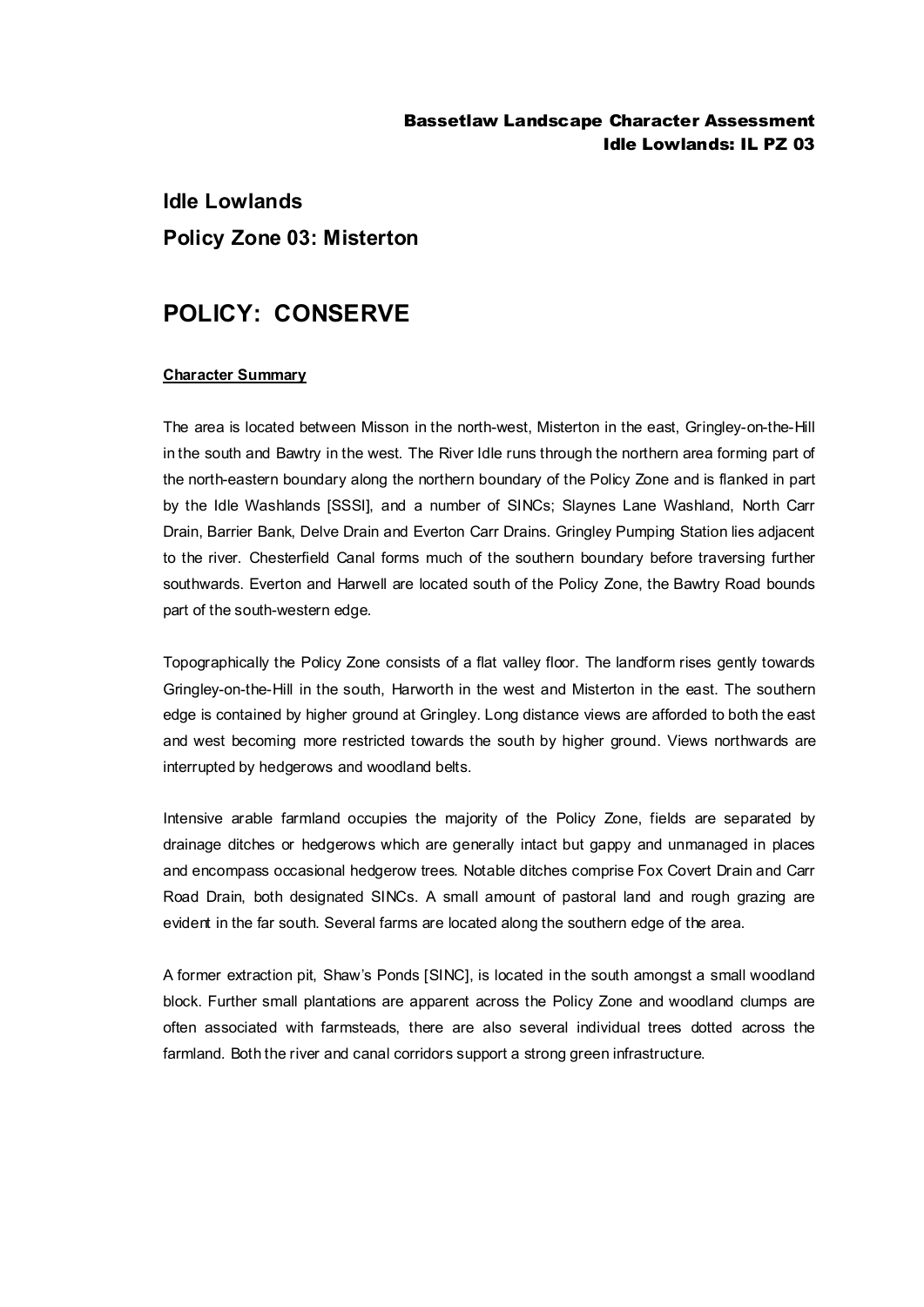# Idle Lowlands

## Policy Zone 03: Misterton

# POLICY: CONSERVE

**Character Summary**

The area is located between Misson in the north-west, Misterton in the east, Gringley-on-the-Hill in the south and Bawtry in the west. The River Idle runs through the northern area forming part of the north-eastern boundary along the northern boundary of the Policy Zone and is flanked in part by the Idle Washlands [SSSI], and a number of SINCs; Slaynes Lane Washland, North Carr Drain, Barrier Bank, Delve Drain and Everton Carr Drains. Gringley Pumping Station lies adjacent to the river. Chesterfield Canal forms much of the southern boundary before traversing further southwards. Everton and Harwell are located south of the Policy Zone, the Bawtry Road bounds part of the south-western edge.

Topographically the Policy Zone consists of a flat valley floor. The landform rises gently towards Gringley-on-the-Hill in the south, Harworth in the west and Misterton in the east. The southern edge is contained by higher ground at Gringley. Long distance views are afforded to both the east and west becoming more restricted towards the south by higher ground. Views northwards are interrupted by hedgerows and woodland belts.

Intensive arable farmland occupies the majority of the Policy Zone, fields are separated by drainage ditches or hedgerows which are generally intact but gappy and unmanaged in places and encompass occasional hedgerow trees. Notable ditches comprise Fox Covert Drain and Carr Road Drain, both designated SINCs. A small amount of pastoral land and rough grazing are evident in the far south. Several farms are located along the southern edge of the area.

A former extraction pit, Shaw's Ponds [SINC], is located in the south amongst a small woodland block. Further small plantations are apparent across the Policy Zone and woodland clumps are often associated with farmsteads, there are also several individual trees dotted across the farmland. Both the river and canal corridors support a strong green infrastructure.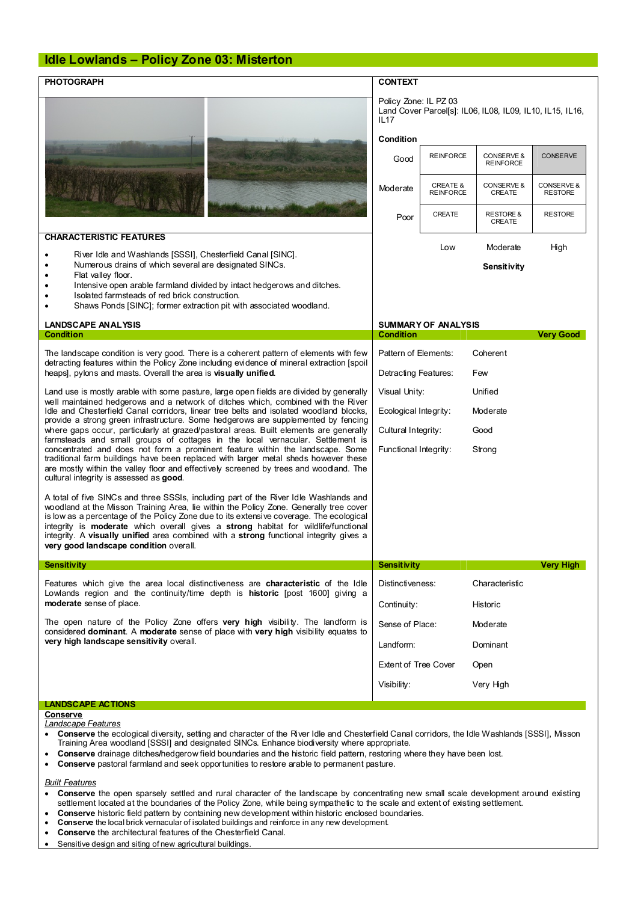# Idle Lowlands – Policy Zone 03: Misterton

## PHOTOGRAPH

## CONTEXT

Policy Zone: IL PZ 03
Land Cover Parcel[s]: IL06, IL08, IL09, IL10, IL15, IL16, IL17

**Condition**

| | | | |
|---|---|---|---|
| Good | REINFORCE | CONSERVE & REINFORCE | CONSERVE |
| Moderate | CREATE & REINFORCE | CONSERVE & CREATE | CONSERVE & RESTORE |
| Poor | CREATE | RESTORE & CREATE | RESTORE |
| | Low | Moderate | High |

**Sensitivity**

## CHARACTERISTIC FEATURES

- River Idle and Washlands [SSSI], Chesterfield Canal [SINC].
- Numerous drains of which several are designated SINCs.
- Flat valley floor.
- Intensive open arable farmland divided by intact hedgerows and ditches.
- Isolated farmsteads of red brick construction.
- Shaws Ponds [SINC]; former extraction pit with associated woodland.

## LANDSCAPE ANALYSIS

### Condition

The landscape condition is very good. There is a coherent pattern of elements with few detracting features within the Policy Zone including evidence of mineral extraction [spoil heaps], pylons and masts. Overall the area is **visually unified**.

Land use is mostly arable with some pasture, large open fields are divided by generally well maintained hedgerows and a network of ditches which, combined with the River Idle and Chesterfield Canal corridors, linear tree belts and isolated woodland blocks, provide a strong green infrastructure. Some hedgerows are supplemented by fencing where gaps occur, particularly at grazed/pastoral areas. Built elements are generally farmsteads and small groups of cottages in the local vernacular. Settlement is concentrated and does not form a prominent feature within the landscape. Some traditional farm buildings have been replaced with larger metal sheds however these are mostly within the valley floor and effectively screened by trees and woodland. The cultural integrity is assessed as **good**.

A total of five SINCs and three SSSIs, including part of the River Idle Washlands and woodland at the Misson Training Area, lie within the Policy Zone. Generally tree cover is low as a percentage of the Policy Zone due to its extensive coverage. The ecological integrity is **moderate** which overall gives a **strong** habitat for wildlife/functional integrity. A **visually unified** area combined with a **strong** functional integrity gives a **very good landscape condition** overall.

## SUMMARY OF ANALYSIS

| Condition | Very Good |
|---|---|
| Pattern of Elements: | Coherent |
| Detracting Features: | Few |
| Visual Unity: | Unified |
| Ecological Integrity: | Moderate |
| Cultural Integrity: | Good |
| Functional Integrity: | Strong |

### Sensitivity

Features which give the area local distinctiveness are **characteristic** of the Idle Lowlands region and the continuity/time depth is **historic** [post 1600] giving a **moderate** sense of place.

The open nature of the Policy Zone offers **very high** visibility. The landform is considered **dominant**. A **moderate** sense of place with **very high** visibility equates to **very high landscape sensitivity** overall.

| Sensitivity | Very High |
|---|---|
| Distinctiveness: | Characteristic |
| Continuity: | Historic |
| Sense of Place: | Moderate |
| Landform: | Dominant |
| Extent of Tree Cover | Open |
| Visibility: | Very High |

## LANDSCAPE ACTIONS

**Conserve**

*Landscape Features*

- **Conserve** the ecological diversity, setting and character of the River Idle and Chesterfield Canal corridors, the Idle Washlands [SSSI], Misson Training Area woodland [SSSI] and designated SINCs. Enhance biodiversity where appropriate.
- **Conserve** drainage ditches/hedgerow field boundaries and the historic field pattern, restoring where they have been lost.
- **Conserve** pastoral farmland and seek opportunities to restore arable to permanent pasture.

*Built Features*

- **Conserve** the open sparsely settled and rural character of the landscape by concentrating new small scale development around existing settlement located at the boundaries of the Policy Zone, while being sympathetic to the scale and extent of existing settlement.
- **Conserve** historic field pattern by containing new development within historic enclosed boundaries.
- **Conserve** the local brick vernacular of isolated buildings and reinforce in any new development.
- **Conserve** the architectural features of the Chesterfield Canal.
- Sensitive design and siting of new agricultural buildings.